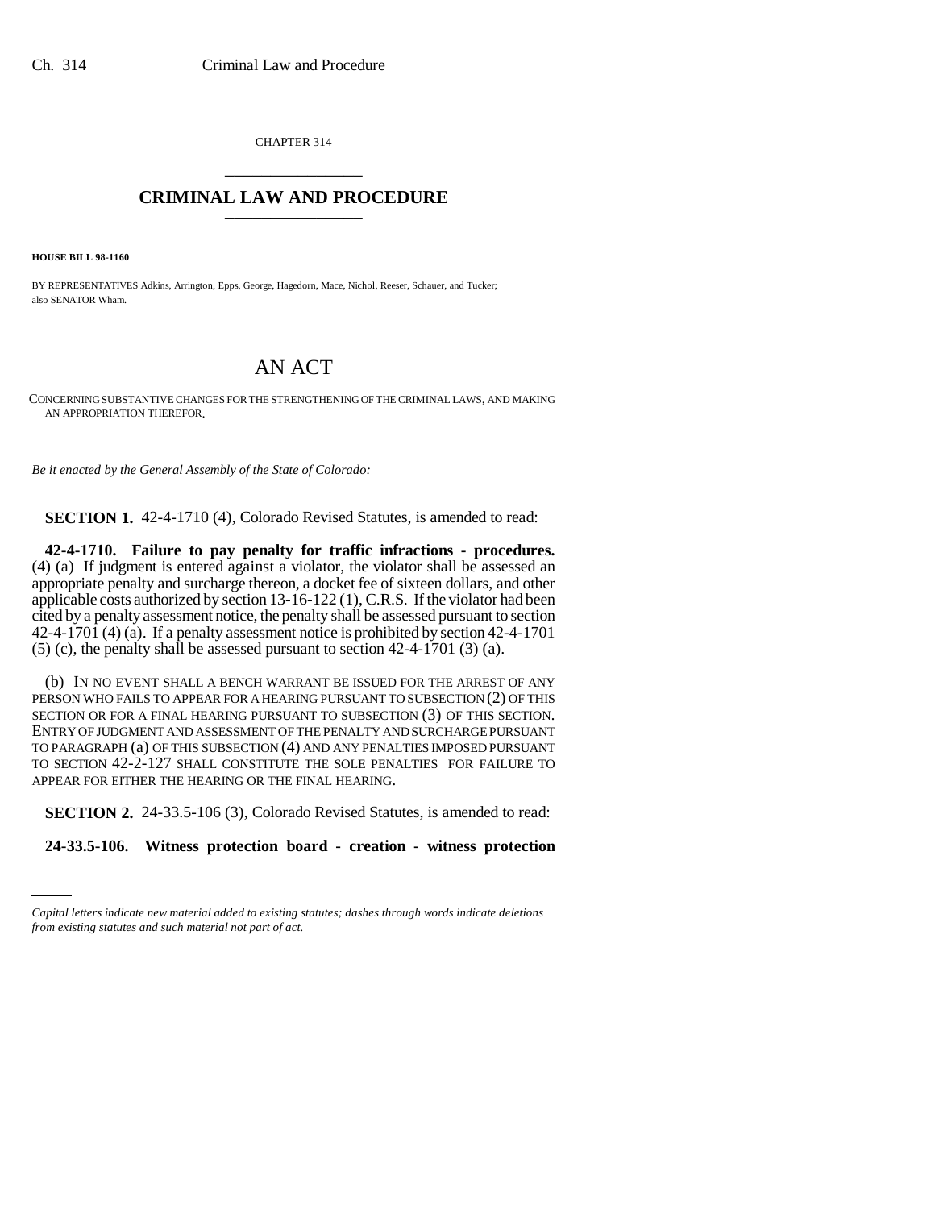CHAPTER 314

# CRIMINAL LAW AND PROCEDURE

**HOUSE BILL 98-1160**

BY REPRESENTATIVES Adkins, Arrington, Epps, George, Hagedorn, Mace, Nichol, Reeser, Schauer, and Tucker; also SENATOR Wham.

# AN ACT

CONCERNING SUBSTANTIVE CHANGES FOR THE STRENGTHENING OF THE CRIMINAL LAWS, AND MAKING AN APPROPRIATION THEREFOR.

*Be it enacted by the General Assembly of the State of Colorado:*

**SECTION 1.** 42-4-1710 (4), Colorado Revised Statutes, is amended to read:

**42-4-1710. Failure to pay penalty for traffic infractions - procedures.** (4) (a) If judgment is entered against a violator, the violator shall be assessed an appropriate penalty and surcharge thereon, a docket fee of sixteen dollars, and other applicable costs authorized by section 13-16-122 (1), C.R.S. If the violator had been cited by a penalty assessment notice, the penalty shall be assessed pursuant to section 42-4-1701 (4) (a). If a penalty assessment notice is prohibited by section 42-4-1701 (5) (c), the penalty shall be assessed pursuant to section 42-4-1701 (3) (a).

(b) IN NO EVENT SHALL A BENCH WARRANT BE ISSUED FOR THE ARREST OF ANY PERSON WHO FAILS TO APPEAR FOR A HEARING PURSUANT TO SUBSECTION (2) OF THIS SECTION OR FOR A FINAL HEARING PURSUANT TO SUBSECTION (3) OF THIS SECTION. ENTRY OF JUDGMENT AND ASSESSMENT OF THE PENALTY AND SURCHARGE PURSUANT TO PARAGRAPH (a) OF THIS SUBSECTION (4) AND ANY PENALTIES IMPOSED PURSUANT TO SECTION 42-2-127 SHALL CONSTITUTE THE SOLE PENALTIES FOR FAILURE TO APPEAR FOR EITHER THE HEARING OR THE FINAL HEARING.

**SECTION 2.** 24-33.5-106 (3), Colorado Revised Statutes, is amended to read:

**24-33.5-106. Witness protection board - creation - witness protection**

*Capital letters indicate new material added to existing statutes; dashes through words indicate deletions from existing statutes and such material not part of act.*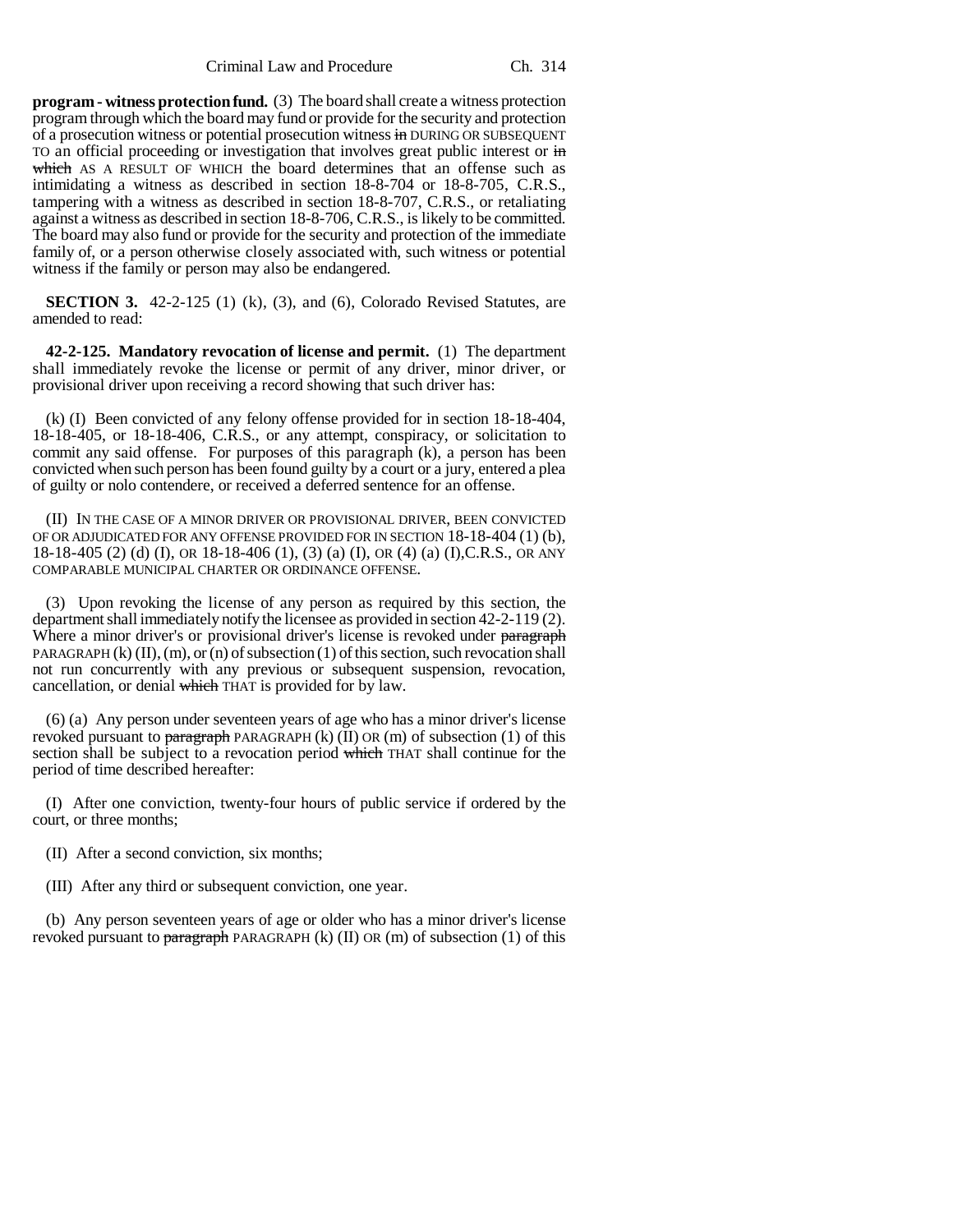**program - witness protection fund.** (3) The board shall create a witness protection program through which the board may fund or provide for the security and protection of a prosecution witness or potential prosecution witness ~~in~~ DURING OR SUBSEQUENT TO an official proceeding or investigation that involves great public interest or ~~in which~~ AS A RESULT OF WHICH the board determines that an offense such as intimidating a witness as described in section 18-8-704 or 18-8-705, C.R.S., tampering with a witness as described in section 18-8-707, C.R.S., or retaliating against a witness as described in section 18-8-706, C.R.S., is likely to be committed. The board may also fund or provide for the security and protection of the immediate family of, or a person otherwise closely associated with, such witness or potential witness if the family or person may also be endangered.

**SECTION 3.** 42-2-125 (1) (k), (3), and (6), Colorado Revised Statutes, are amended to read:

**42-2-125. Mandatory revocation of license and permit.** (1) The department shall immediately revoke the license or permit of any driver, minor driver, or provisional driver upon receiving a record showing that such driver has:

(k) (I) Been convicted of any felony offense provided for in section 18-18-404, 18-18-405, or 18-18-406, C.R.S., or any attempt, conspiracy, or solicitation to commit any said offense. For purposes of this paragraph (k), a person has been convicted when such person has been found guilty by a court or a jury, entered a plea of guilty or nolo contendere, or received a deferred sentence for an offense.

(II) IN THE CASE OF A MINOR DRIVER OR PROVISIONAL DRIVER, BEEN CONVICTED OF OR ADJUDICATED FOR ANY OFFENSE PROVIDED FOR IN SECTION 18-18-404 (1) (b), 18-18-405 (2) (d) (I), OR 18-18-406 (1), (3) (a) (I), OR (4) (a) (I),C.R.S., OR ANY COMPARABLE MUNICIPAL CHARTER OR ORDINANCE OFFENSE.

(3) Upon revoking the license of any person as required by this section, the department shall immediately notify the licensee as provided in section 42-2-119 (2). Where a minor driver's or provisional driver's license is revoked under ~~paragraph~~ PARAGRAPH (k) (II), (m), or (n) of subsection (1) of this section, such revocation shall not run concurrently with any previous or subsequent suspension, revocation, cancellation, or denial ~~which~~ THAT is provided for by law.

(6) (a) Any person under seventeen years of age who has a minor driver's license revoked pursuant to ~~paragraph~~ PARAGRAPH (k) (II) OR (m) of subsection (1) of this section shall be subject to a revocation period ~~which~~ THAT shall continue for the period of time described hereafter:

(I) After one conviction, twenty-four hours of public service if ordered by the court, or three months;

(II) After a second conviction, six months;

(III) After any third or subsequent conviction, one year.

(b) Any person seventeen years of age or older who has a minor driver's license revoked pursuant to ~~paragraph~~ PARAGRAPH (k) (II) OR (m) of subsection (1) of this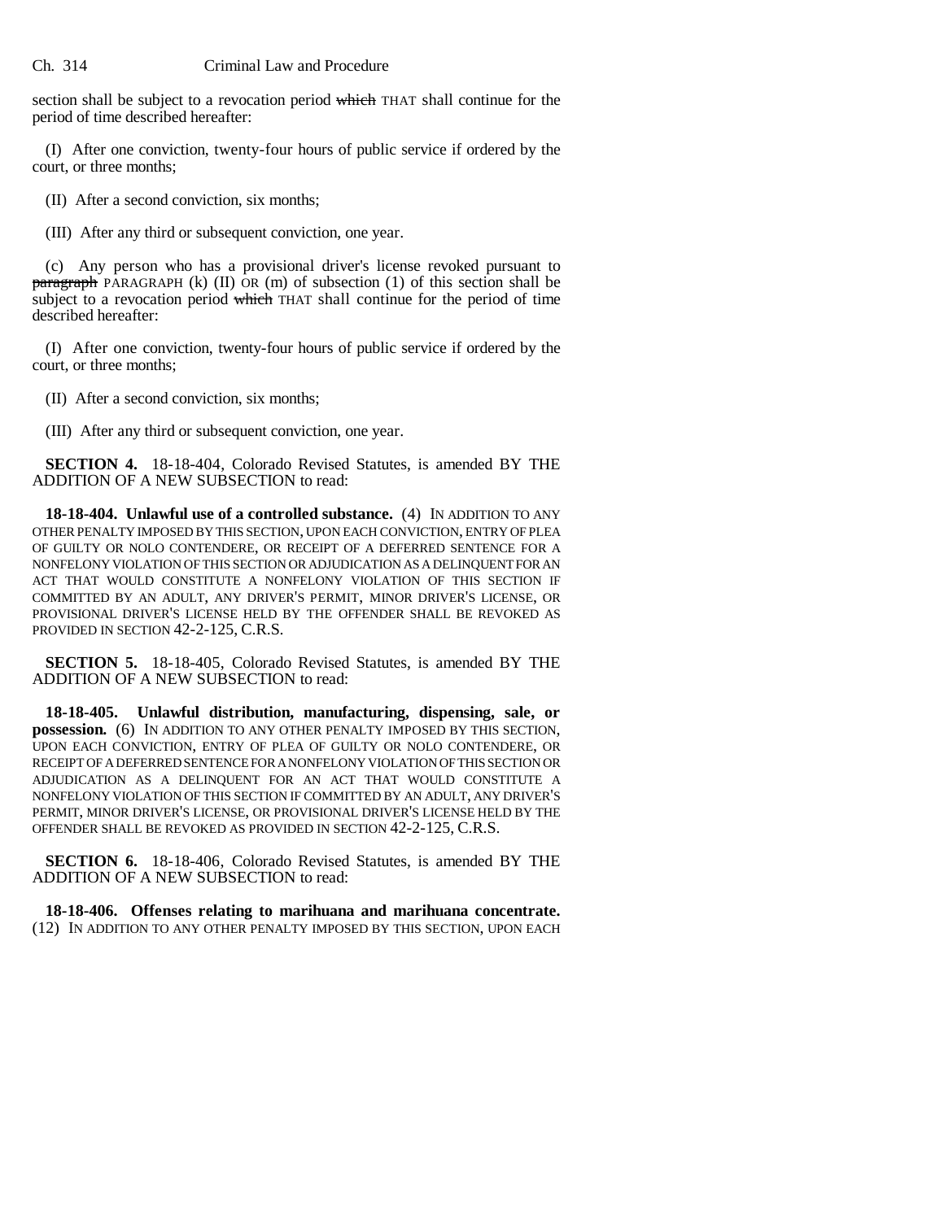section shall be subject to a revocation period ~~which~~ THAT shall continue for the period of time described hereafter:

(I) After one conviction, twenty-four hours of public service if ordered by the court, or three months;

(II) After a second conviction, six months;

(III) After any third or subsequent conviction, one year.

(c) Any person who has a provisional driver's license revoked pursuant to ~~paragraph~~ PARAGRAPH (k) (II) OR (m) of subsection (1) of this section shall be subject to a revocation period ~~which~~ THAT shall continue for the period of time described hereafter:

(I) After one conviction, twenty-four hours of public service if ordered by the court, or three months;

(II) After a second conviction, six months;

(III) After any third or subsequent conviction, one year.

**SECTION 4.** 18-18-404, Colorado Revised Statutes, is amended BY THE ADDITION OF A NEW SUBSECTION to read:

**18-18-404. Unlawful use of a controlled substance.** (4) IN ADDITION TO ANY OTHER PENALTY IMPOSED BY THIS SECTION, UPON EACH CONVICTION, ENTRY OF PLEA OF GUILTY OR NOLO CONTENDERE, OR RECEIPT OF A DEFERRED SENTENCE FOR A NONFELONY VIOLATION OF THIS SECTION OR ADJUDICATION AS A DELINQUENT FOR AN ACT THAT WOULD CONSTITUTE A NONFELONY VIOLATION OF THIS SECTION IF COMMITTED BY AN ADULT, ANY DRIVER'S PERMIT, MINOR DRIVER'S LICENSE, OR PROVISIONAL DRIVER'S LICENSE HELD BY THE OFFENDER SHALL BE REVOKED AS PROVIDED IN SECTION 42-2-125, C.R.S.

**SECTION 5.** 18-18-405, Colorado Revised Statutes, is amended BY THE ADDITION OF A NEW SUBSECTION to read:

**18-18-405. Unlawful distribution, manufacturing, dispensing, sale, or possession.** (6) IN ADDITION TO ANY OTHER PENALTY IMPOSED BY THIS SECTION, UPON EACH CONVICTION, ENTRY OF PLEA OF GUILTY OR NOLO CONTENDERE, OR RECEIPT OF A DEFERRED SENTENCE FOR A NONFELONY VIOLATION OF THIS SECTION OR ADJUDICATION AS A DELINQUENT FOR AN ACT THAT WOULD CONSTITUTE A NONFELONY VIOLATION OF THIS SECTION IF COMMITTED BY AN ADULT, ANY DRIVER'S PERMIT, MINOR DRIVER'S LICENSE, OR PROVISIONAL DRIVER'S LICENSE HELD BY THE OFFENDER SHALL BE REVOKED AS PROVIDED IN SECTION 42-2-125, C.R.S.

**SECTION 6.** 18-18-406, Colorado Revised Statutes, is amended BY THE ADDITION OF A NEW SUBSECTION to read:

**18-18-406. Offenses relating to marihuana and marihuana concentrate.** (12) IN ADDITION TO ANY OTHER PENALTY IMPOSED BY THIS SECTION, UPON EACH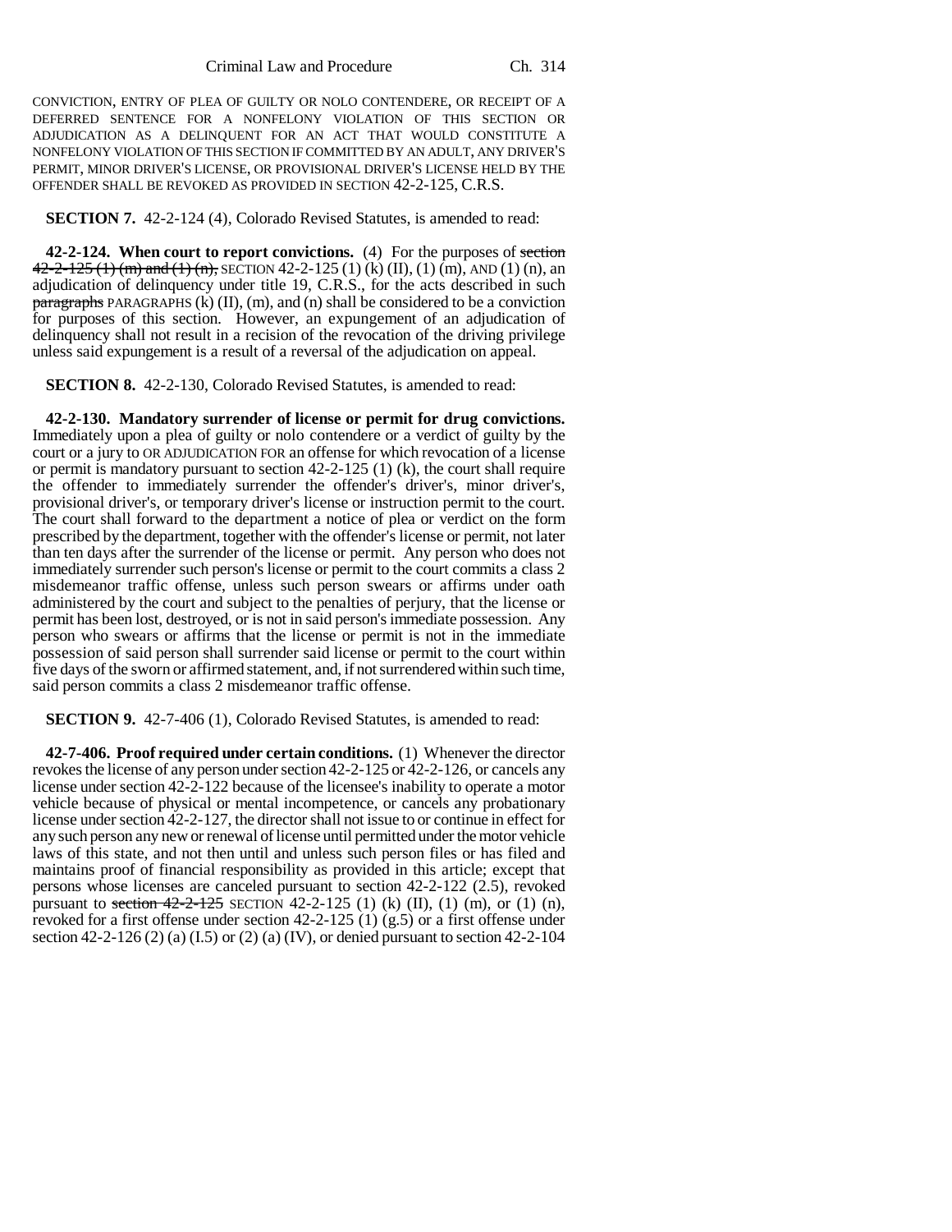CONVICTION, ENTRY OF PLEA OF GUILTY OR NOLO CONTENDERE, OR RECEIPT OF A DEFERRED SENTENCE FOR A NONFELONY VIOLATION OF THIS SECTION OR ADJUDICATION AS A DELINQUENT FOR AN ACT THAT WOULD CONSTITUTE A NONFELONY VIOLATION OF THIS SECTION IF COMMITTED BY AN ADULT, ANY DRIVER'S PERMIT, MINOR DRIVER'S LICENSE, OR PROVISIONAL DRIVER'S LICENSE HELD BY THE OFFENDER SHALL BE REVOKED AS PROVIDED IN SECTION 42-2-125, C.R.S.

**SECTION 7.** 42-2-124 (4), Colorado Revised Statutes, is amended to read:

**42-2-124. When court to report convictions.** (4) For the purposes of ~~section 42-2-125 (1) (m) and (1) (n),~~ SECTION 42-2-125 (1) (k) (II), (1) (m), AND (1) (n), an adjudication of delinquency under title 19, C.R.S., for the acts described in such ~~paragraphs~~ PARAGRAPHS (k) (II), (m), and (n) shall be considered to be a conviction for purposes of this section. However, an expungement of an adjudication of delinquency shall not result in a recision of the revocation of the driving privilege unless said expungement is a result of a reversal of the adjudication on appeal.

**SECTION 8.** 42-2-130, Colorado Revised Statutes, is amended to read:

**42-2-130. Mandatory surrender of license or permit for drug convictions.** Immediately upon a plea of guilty or nolo contendere or a verdict of guilty by the court or a jury to OR ADJUDICATION FOR an offense for which revocation of a license or permit is mandatory pursuant to section 42-2-125 (1) (k), the court shall require the offender to immediately surrender the offender's driver's, minor driver's, provisional driver's, or temporary driver's license or instruction permit to the court. The court shall forward to the department a notice of plea or verdict on the form prescribed by the department, together with the offender's license or permit, not later than ten days after the surrender of the license or permit. Any person who does not immediately surrender such person's license or permit to the court commits a class 2 misdemeanor traffic offense, unless such person swears or affirms under oath administered by the court and subject to the penalties of perjury, that the license or permit has been lost, destroyed, or is not in said person's immediate possession. Any person who swears or affirms that the license or permit is not in the immediate possession of said person shall surrender said license or permit to the court within five days of the sworn or affirmed statement, and, if not surrendered within such time, said person commits a class 2 misdemeanor traffic offense.

**SECTION 9.** 42-7-406 (1), Colorado Revised Statutes, is amended to read:

**42-7-406. Proof required under certain conditions.** (1) Whenever the director revokes the license of any person under section 42-2-125 or 42-2-126, or cancels any license under section 42-2-122 because of the licensee's inability to operate a motor vehicle because of physical or mental incompetence, or cancels any probationary license under section 42-2-127, the director shall not issue to or continue in effect for any such person any new or renewal of license until permitted under the motor vehicle laws of this state, and not then until and unless such person files or has filed and maintains proof of financial responsibility as provided in this article; except that persons whose licenses are canceled pursuant to section 42-2-122 (2.5), revoked pursuant to ~~section 42-2-125~~ SECTION 42-2-125 (1) (k) (II), (1) (m), or (1) (n), revoked for a first offense under section 42-2-125 (1) (g.5) or a first offense under section 42-2-126 (2) (a) (I.5) or (2) (a) (IV), or denied pursuant to section 42-2-104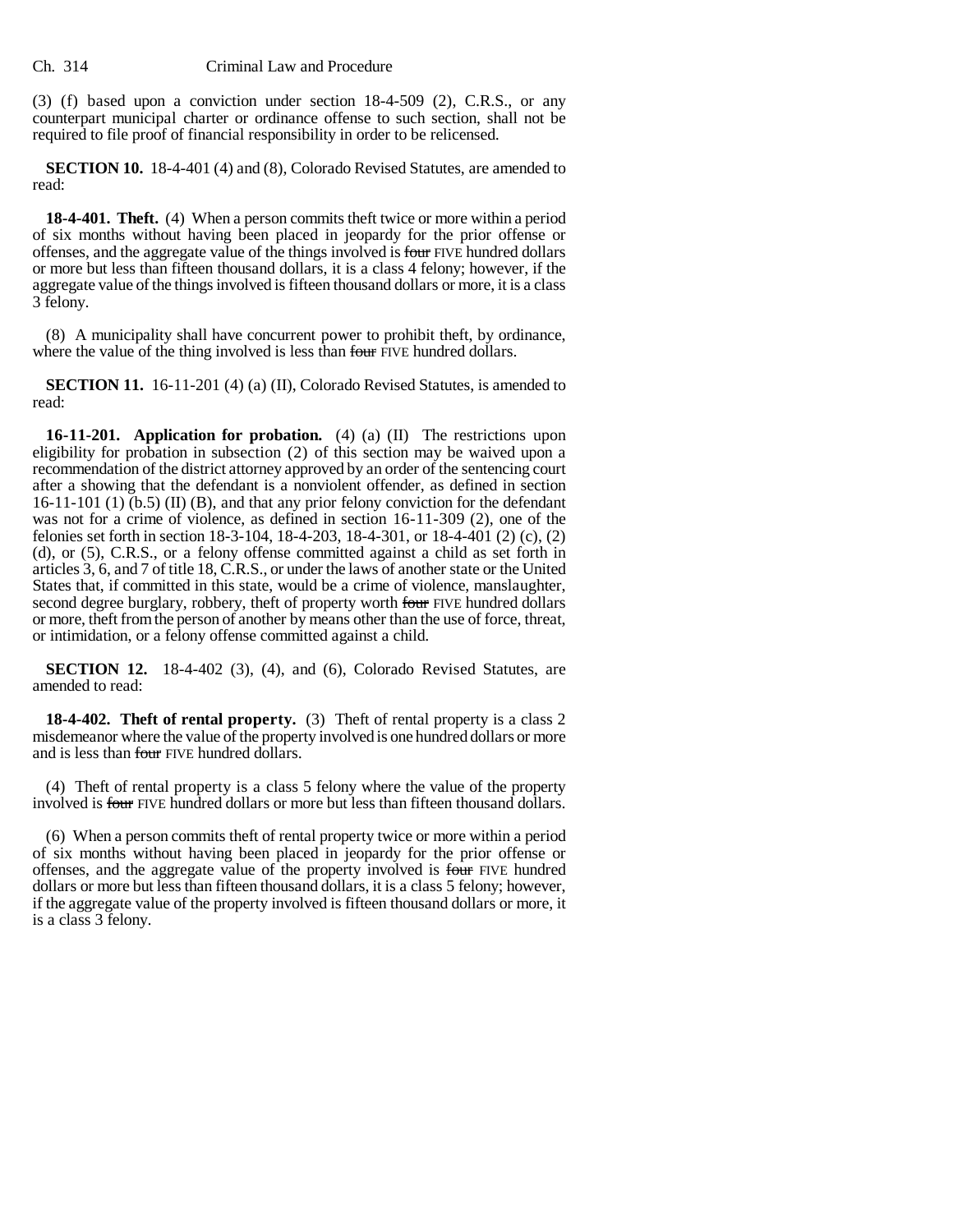(3) (f) based upon a conviction under section 18-4-509 (2), C.R.S., or any counterpart municipal charter or ordinance offense to such section, shall not be required to file proof of financial responsibility in order to be relicensed.

**SECTION 10.** 18-4-401 (4) and (8), Colorado Revised Statutes, are amended to read:

**18-4-401. Theft.** (4) When a person commits theft twice or more within a period of six months without having been placed in jeopardy for the prior offense or offenses, and the aggregate value of the things involved is ~~four~~ FIVE hundred dollars or more but less than fifteen thousand dollars, it is a class 4 felony; however, if the aggregate value of the things involved is fifteen thousand dollars or more, it is a class 3 felony.

(8) A municipality shall have concurrent power to prohibit theft, by ordinance, where the value of the thing involved is less than ~~four~~ FIVE hundred dollars.

**SECTION 11.** 16-11-201 (4) (a) (II), Colorado Revised Statutes, is amended to read:

**16-11-201. Application for probation.** (4) (a) (II) The restrictions upon eligibility for probation in subsection (2) of this section may be waived upon a recommendation of the district attorney approved by an order of the sentencing court after a showing that the defendant is a nonviolent offender, as defined in section 16-11-101 (1) (b.5) (II) (B), and that any prior felony conviction for the defendant was not for a crime of violence, as defined in section 16-11-309 (2), one of the felonies set forth in section 18-3-104, 18-4-203, 18-4-301, or 18-4-401 (2) (c), (2) (d), or (5), C.R.S., or a felony offense committed against a child as set forth in articles 3, 6, and 7 of title 18, C.R.S., or under the laws of another state or the United States that, if committed in this state, would be a crime of violence, manslaughter, second degree burglary, robbery, theft of property worth ~~four~~ FIVE hundred dollars or more, theft from the person of another by means other than the use of force, threat, or intimidation, or a felony offense committed against a child.

**SECTION 12.** 18-4-402 (3), (4), and (6), Colorado Revised Statutes, are amended to read:

**18-4-402. Theft of rental property.** (3) Theft of rental property is a class 2 misdemeanor where the value of the property involved is one hundred dollars or more and is less than ~~four~~ FIVE hundred dollars.

(4) Theft of rental property is a class 5 felony where the value of the property involved is ~~four~~ FIVE hundred dollars or more but less than fifteen thousand dollars.

(6) When a person commits theft of rental property twice or more within a period of six months without having been placed in jeopardy for the prior offense or offenses, and the aggregate value of the property involved is ~~four~~ FIVE hundred dollars or more but less than fifteen thousand dollars, it is a class 5 felony; however, if the aggregate value of the property involved is fifteen thousand dollars or more, it is a class 3 felony.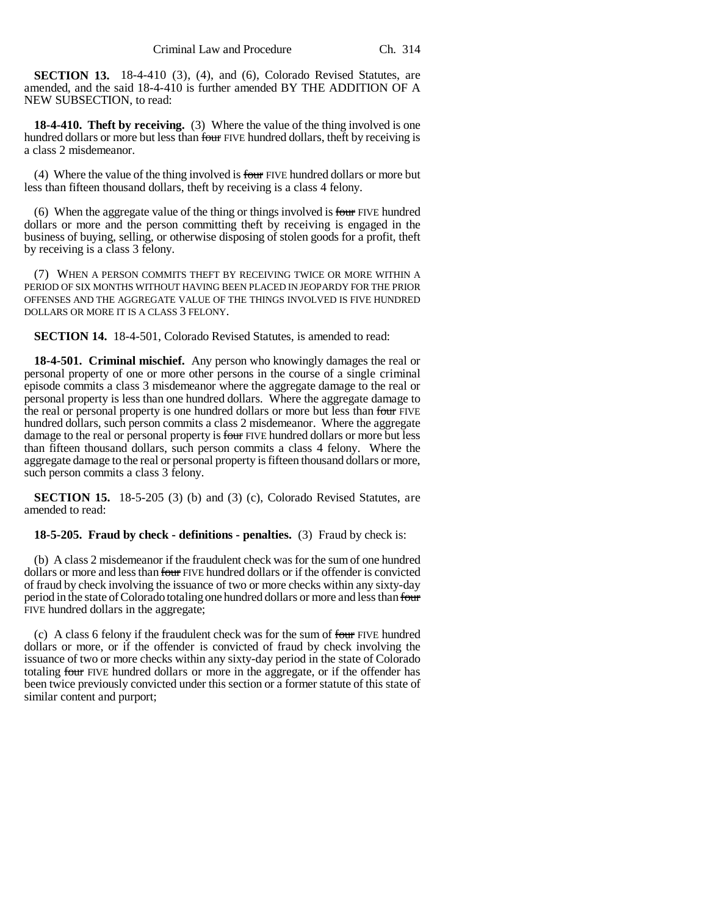**SECTION 13.** 18-4-410 (3), (4), and (6), Colorado Revised Statutes, are amended, and the said 18-4-410 is further amended BY THE ADDITION OF A NEW SUBSECTION, to read:

**18-4-410. Theft by receiving.** (3) Where the value of the thing involved is one hundred dollars or more but less than ~~four~~ FIVE hundred dollars, theft by receiving is a class 2 misdemeanor.

(4) Where the value of the thing involved is ~~four~~ FIVE hundred dollars or more but less than fifteen thousand dollars, theft by receiving is a class 4 felony.

(6) When the aggregate value of the thing or things involved is ~~four~~ FIVE hundred dollars or more and the person committing theft by receiving is engaged in the business of buying, selling, or otherwise disposing of stolen goods for a profit, theft by receiving is a class 3 felony.

(7) WHEN A PERSON COMMITS THEFT BY RECEIVING TWICE OR MORE WITHIN A PERIOD OF SIX MONTHS WITHOUT HAVING BEEN PLACED IN JEOPARDY FOR THE PRIOR OFFENSES AND THE AGGREGATE VALUE OF THE THINGS INVOLVED IS FIVE HUNDRED DOLLARS OR MORE IT IS A CLASS 3 FELONY.

**SECTION 14.** 18-4-501, Colorado Revised Statutes, is amended to read:

**18-4-501. Criminal mischief.** Any person who knowingly damages the real or personal property of one or more other persons in the course of a single criminal episode commits a class 3 misdemeanor where the aggregate damage to the real or personal property is less than one hundred dollars. Where the aggregate damage to the real or personal property is one hundred dollars or more but less than ~~four~~ FIVE hundred dollars, such person commits a class 2 misdemeanor. Where the aggregate damage to the real or personal property is ~~four~~ FIVE hundred dollars or more but less than fifteen thousand dollars, such person commits a class 4 felony. Where the aggregate damage to the real or personal property is fifteen thousand dollars or more, such person commits a class 3 felony.

**SECTION 15.** 18-5-205 (3) (b) and (3) (c), Colorado Revised Statutes, are amended to read:

**18-5-205. Fraud by check - definitions - penalties.** (3) Fraud by check is:

(b) A class 2 misdemeanor if the fraudulent check was for the sum of one hundred dollars or more and less than ~~four~~ FIVE hundred dollars or if the offender is convicted of fraud by check involving the issuance of two or more checks within any sixty-day period in the state of Colorado totaling one hundred dollars or more and less than ~~four~~ FIVE hundred dollars in the aggregate;

(c) A class 6 felony if the fraudulent check was for the sum of ~~four~~ FIVE hundred dollars or more, or if the offender is convicted of fraud by check involving the issuance of two or more checks within any sixty-day period in the state of Colorado totaling ~~four~~ FIVE hundred dollars or more in the aggregate, or if the offender has been twice previously convicted under this section or a former statute of this state of similar content and purport;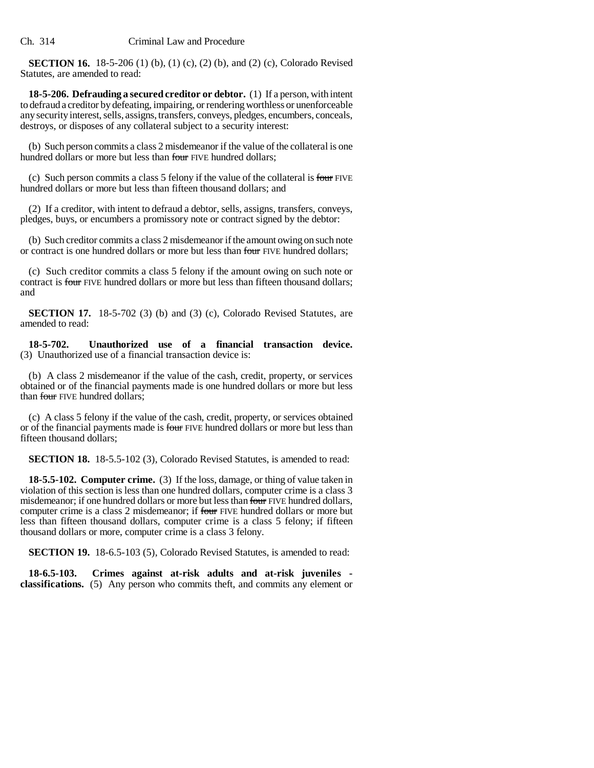**SECTION 16.** 18-5-206 (1) (b), (1) (c), (2) (b), and (2) (c), Colorado Revised Statutes, are amended to read:

**18-5-206. Defrauding a secured creditor or debtor.** (1) If a person, with intent to defraud a creditor by defeating, impairing, or rendering worthless or unenforceable any security interest, sells, assigns, transfers, conveys, pledges, encumbers, conceals, destroys, or disposes of any collateral subject to a security interest:

(b) Such person commits a class 2 misdemeanor if the value of the collateral is one hundred dollars or more but less than ~~four~~ FIVE hundred dollars;

(c) Such person commits a class 5 felony if the value of the collateral is ~~four~~ FIVE hundred dollars or more but less than fifteen thousand dollars; and

(2) If a creditor, with intent to defraud a debtor, sells, assigns, transfers, conveys, pledges, buys, or encumbers a promissory note or contract signed by the debtor:

(b) Such creditor commits a class 2 misdemeanor if the amount owing on such note or contract is one hundred dollars or more but less than ~~four~~ FIVE hundred dollars;

(c) Such creditor commits a class 5 felony if the amount owing on such note or contract is ~~four~~ FIVE hundred dollars or more but less than fifteen thousand dollars; and

**SECTION 17.** 18-5-702 (3) (b) and (3) (c), Colorado Revised Statutes, are amended to read:

**18-5-702. Unauthorized use of a financial transaction device.** (3) Unauthorized use of a financial transaction device is:

(b) A class 2 misdemeanor if the value of the cash, credit, property, or services obtained or of the financial payments made is one hundred dollars or more but less than ~~four~~ FIVE hundred dollars;

(c) A class 5 felony if the value of the cash, credit, property, or services obtained or of the financial payments made is ~~four~~ FIVE hundred dollars or more but less than fifteen thousand dollars;

**SECTION 18.** 18-5.5-102 (3), Colorado Revised Statutes, is amended to read:

**18-5.5-102. Computer crime.** (3) If the loss, damage, or thing of value taken in violation of this section is less than one hundred dollars, computer crime is a class 3 misdemeanor; if one hundred dollars or more but less than ~~four~~ FIVE hundred dollars, computer crime is a class 2 misdemeanor; if ~~four~~ FIVE hundred dollars or more but less than fifteen thousand dollars, computer crime is a class 5 felony; if fifteen thousand dollars or more, computer crime is a class 3 felony.

**SECTION 19.** 18-6.5-103 (5), Colorado Revised Statutes, is amended to read:

**18-6.5-103. Crimes against at-risk adults and at-risk juveniles - classifications.** (5) Any person who commits theft, and commits any element or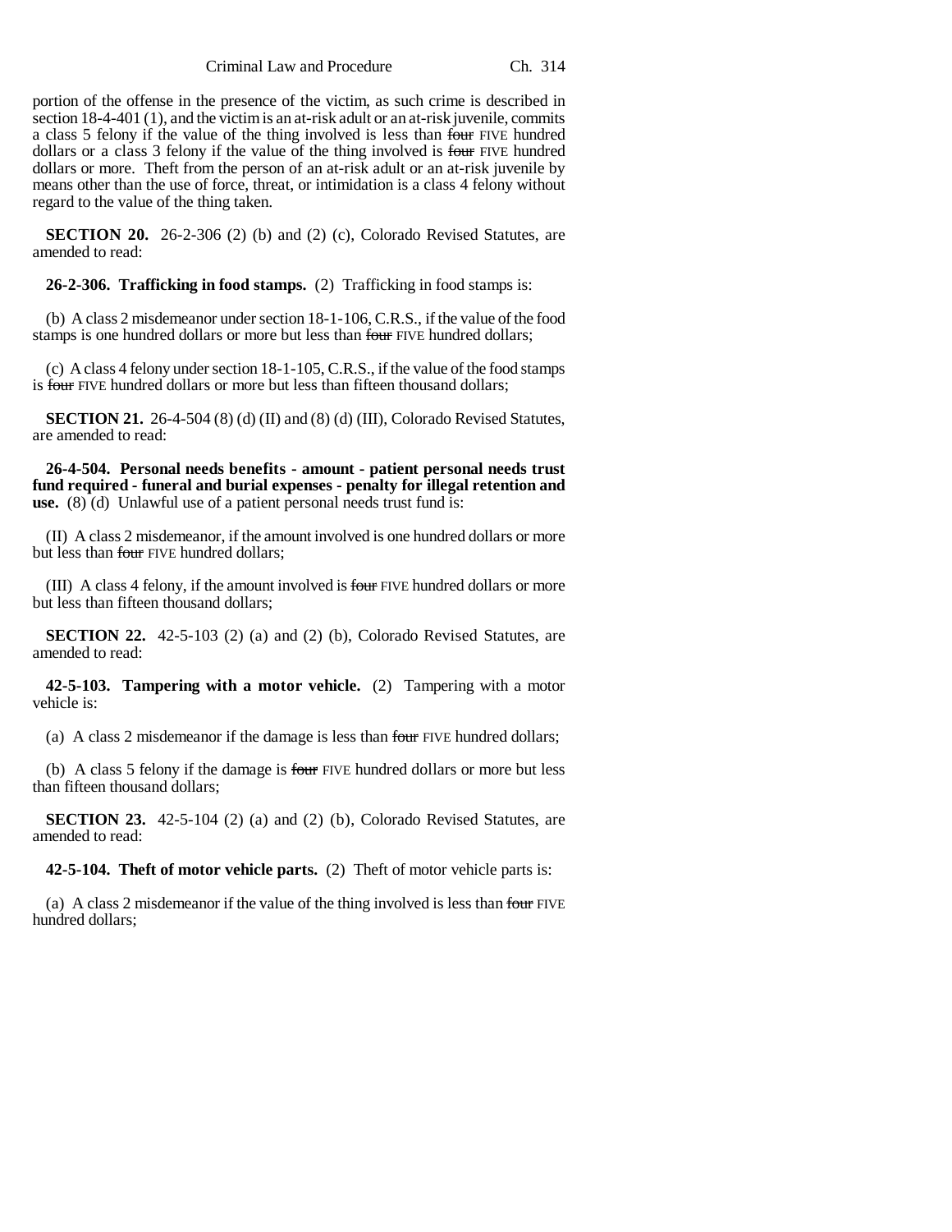portion of the offense in the presence of the victim, as such crime is described in section 18-4-401 (1), and the victim is an at-risk adult or an at-risk juvenile, commits a class 5 felony if the value of the thing involved is less than ~~four~~ FIVE hundred dollars or a class 3 felony if the value of the thing involved is ~~four~~ FIVE hundred dollars or more. Theft from the person of an at-risk adult or an at-risk juvenile by means other than the use of force, threat, or intimidation is a class 4 felony without regard to the value of the thing taken.

**SECTION 20.** 26-2-306 (2) (b) and (2) (c), Colorado Revised Statutes, are amended to read:

**26-2-306. Trafficking in food stamps.** (2) Trafficking in food stamps is:

(b) A class 2 misdemeanor under section 18-1-106, C.R.S., if the value of the food stamps is one hundred dollars or more but less than ~~four~~ FIVE hundred dollars;

(c) A class 4 felony under section 18-1-105, C.R.S., if the value of the food stamps is ~~four~~ FIVE hundred dollars or more but less than fifteen thousand dollars;

**SECTION 21.** 26-4-504 (8) (d) (II) and (8) (d) (III), Colorado Revised Statutes, are amended to read:

**26-4-504. Personal needs benefits - amount - patient personal needs trust fund required - funeral and burial expenses - penalty for illegal retention and use.** (8) (d) Unlawful use of a patient personal needs trust fund is:

(II) A class 2 misdemeanor, if the amount involved is one hundred dollars or more but less than ~~four~~ FIVE hundred dollars;

(III) A class 4 felony, if the amount involved is ~~four~~ FIVE hundred dollars or more but less than fifteen thousand dollars;

**SECTION 22.** 42-5-103 (2) (a) and (2) (b), Colorado Revised Statutes, are amended to read:

**42-5-103. Tampering with a motor vehicle.** (2) Tampering with a motor vehicle is:

(a) A class 2 misdemeanor if the damage is less than ~~four~~ FIVE hundred dollars;

(b) A class 5 felony if the damage is ~~four~~ FIVE hundred dollars or more but less than fifteen thousand dollars;

**SECTION 23.** 42-5-104 (2) (a) and (2) (b), Colorado Revised Statutes, are amended to read:

**42-5-104. Theft of motor vehicle parts.** (2) Theft of motor vehicle parts is:

(a) A class 2 misdemeanor if the value of the thing involved is less than ~~four~~ FIVE hundred dollars;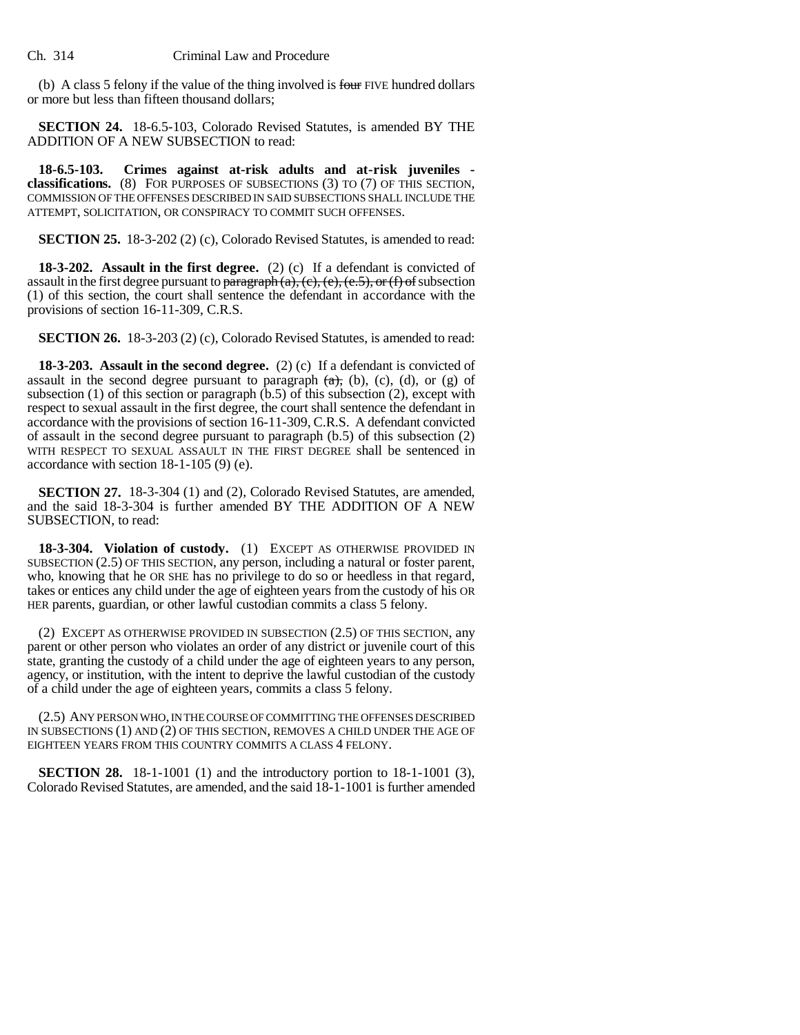(b) A class 5 felony if the value of the thing involved is ~~four~~ FIVE hundred dollars or more but less than fifteen thousand dollars;

**SECTION 24.** 18-6.5-103, Colorado Revised Statutes, is amended BY THE ADDITION OF A NEW SUBSECTION to read:

**18-6.5-103. Crimes against at-risk adults and at-risk juveniles - classifications.** (8) FOR PURPOSES OF SUBSECTIONS (3) TO (7) OF THIS SECTION, COMMISSION OF THE OFFENSES DESCRIBED IN SAID SUBSECTIONS SHALL INCLUDE THE ATTEMPT, SOLICITATION, OR CONSPIRACY TO COMMIT SUCH OFFENSES.

**SECTION 25.** 18-3-202 (2) (c), Colorado Revised Statutes, is amended to read:

**18-3-202. Assault in the first degree.** (2) (c) If a defendant is convicted of assault in the first degree pursuant to ~~paragraph (a), (c), (e), (e.5), or (f) of~~ subsection (1) of this section, the court shall sentence the defendant in accordance with the provisions of section 16-11-309, C.R.S.

**SECTION 26.** 18-3-203 (2) (c), Colorado Revised Statutes, is amended to read:

**18-3-203. Assault in the second degree.** (2) (c) If a defendant is convicted of assault in the second degree pursuant to paragraph ~~(a),~~ (b), (c), (d), or (g) of subsection (1) of this section or paragraph (b.5) of this subsection (2), except with respect to sexual assault in the first degree, the court shall sentence the defendant in accordance with the provisions of section 16-11-309, C.R.S. A defendant convicted of assault in the second degree pursuant to paragraph (b.5) of this subsection (2) WITH RESPECT TO SEXUAL ASSAULT IN THE FIRST DEGREE shall be sentenced in accordance with section 18-1-105 (9) (e).

**SECTION 27.** 18-3-304 (1) and (2), Colorado Revised Statutes, are amended, and the said 18-3-304 is further amended BY THE ADDITION OF A NEW SUBSECTION, to read:

**18-3-304. Violation of custody.** (1) EXCEPT AS OTHERWISE PROVIDED IN SUBSECTION (2.5) OF THIS SECTION, any person, including a natural or foster parent, who, knowing that he OR SHE has no privilege to do so or heedless in that regard, takes or entices any child under the age of eighteen years from the custody of his OR HER parents, guardian, or other lawful custodian commits a class 5 felony.

(2) EXCEPT AS OTHERWISE PROVIDED IN SUBSECTION (2.5) OF THIS SECTION, any parent or other person who violates an order of any district or juvenile court of this state, granting the custody of a child under the age of eighteen years to any person, agency, or institution, with the intent to deprive the lawful custodian of the custody of a child under the age of eighteen years, commits a class 5 felony.

(2.5) ANY PERSON WHO, IN THE COURSE OF COMMITTING THE OFFENSES DESCRIBED IN SUBSECTIONS (1) AND (2) OF THIS SECTION, REMOVES A CHILD UNDER THE AGE OF EIGHTEEN YEARS FROM THIS COUNTRY COMMITS A CLASS 4 FELONY.

**SECTION 28.** 18-1-1001 (1) and the introductory portion to 18-1-1001 (3), Colorado Revised Statutes, are amended, and the said 18-1-1001 is further amended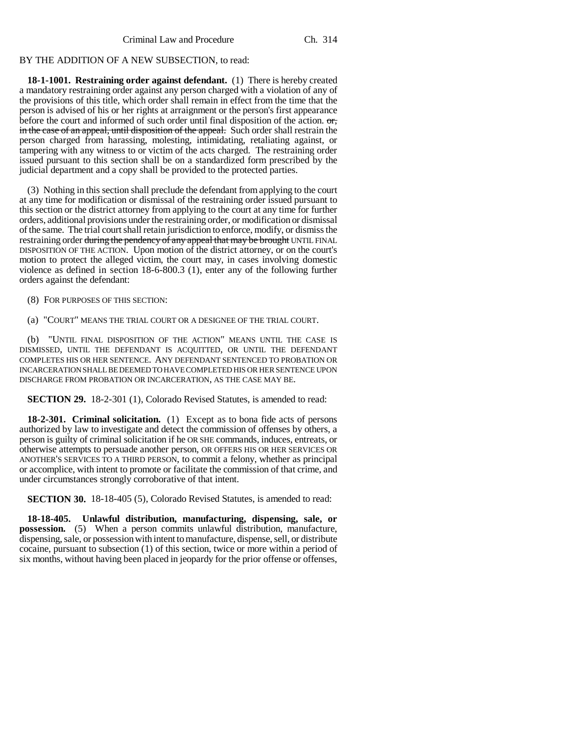BY THE ADDITION OF A NEW SUBSECTION, to read:

**18-1-1001. Restraining order against defendant.** (1) There is hereby created a mandatory restraining order against any person charged with a violation of any of the provisions of this title, which order shall remain in effect from the time that the person is advised of his or her rights at arraignment or the person's first appearance before the court and informed of such order until final disposition of the action. ~~or, in the case of an appeal, until disposition of the appeal.~~ Such order shall restrain the person charged from harassing, molesting, intimidating, retaliating against, or tampering with any witness to or victim of the acts charged. The restraining order issued pursuant to this section shall be on a standardized form prescribed by the judicial department and a copy shall be provided to the protected parties.

(3) Nothing in this section shall preclude the defendant from applying to the court at any time for modification or dismissal of the restraining order issued pursuant to this section or the district attorney from applying to the court at any time for further orders, additional provisions under the restraining order, or modification or dismissal of the same. The trial court shall retain jurisdiction to enforce, modify, or dismiss the restraining order ~~during the pendency of any appeal that may be brought~~ UNTIL FINAL DISPOSITION OF THE ACTION. Upon motion of the district attorney, or on the court's motion to protect the alleged victim, the court may, in cases involving domestic violence as defined in section 18-6-800.3 (1), enter any of the following further orders against the defendant:

(8) FOR PURPOSES OF THIS SECTION:

(a) "COURT" MEANS THE TRIAL COURT OR A DESIGNEE OF THE TRIAL COURT.

(b) "UNTIL FINAL DISPOSITION OF THE ACTION" MEANS UNTIL THE CASE IS DISMISSED, UNTIL THE DEFENDANT IS ACQUITTED, OR UNTIL THE DEFENDANT COMPLETES HIS OR HER SENTENCE. ANY DEFENDANT SENTENCED TO PROBATION OR INCARCERATION SHALL BE DEEMED TO HAVE COMPLETED HIS OR HER SENTENCE UPON DISCHARGE FROM PROBATION OR INCARCERATION, AS THE CASE MAY BE.

**SECTION 29.** 18-2-301 (1), Colorado Revised Statutes, is amended to read:

**18-2-301. Criminal solicitation.** (1) Except as to bona fide acts of persons authorized by law to investigate and detect the commission of offenses by others, a person is guilty of criminal solicitation if he OR SHE commands, induces, entreats, or otherwise attempts to persuade another person, OR OFFERS HIS OR HER SERVICES OR ANOTHER'S SERVICES TO A THIRD PERSON, to commit a felony, whether as principal or accomplice, with intent to promote or facilitate the commission of that crime, and under circumstances strongly corroborative of that intent.

**SECTION 30.** 18-18-405 (5), Colorado Revised Statutes, is amended to read:

**18-18-405. Unlawful distribution, manufacturing, dispensing, sale, or possession.** (5) When a person commits unlawful distribution, manufacture, dispensing, sale, or possession with intent to manufacture, dispense, sell, or distribute cocaine, pursuant to subsection (1) of this section, twice or more within a period of six months, without having been placed in jeopardy for the prior offense or offenses,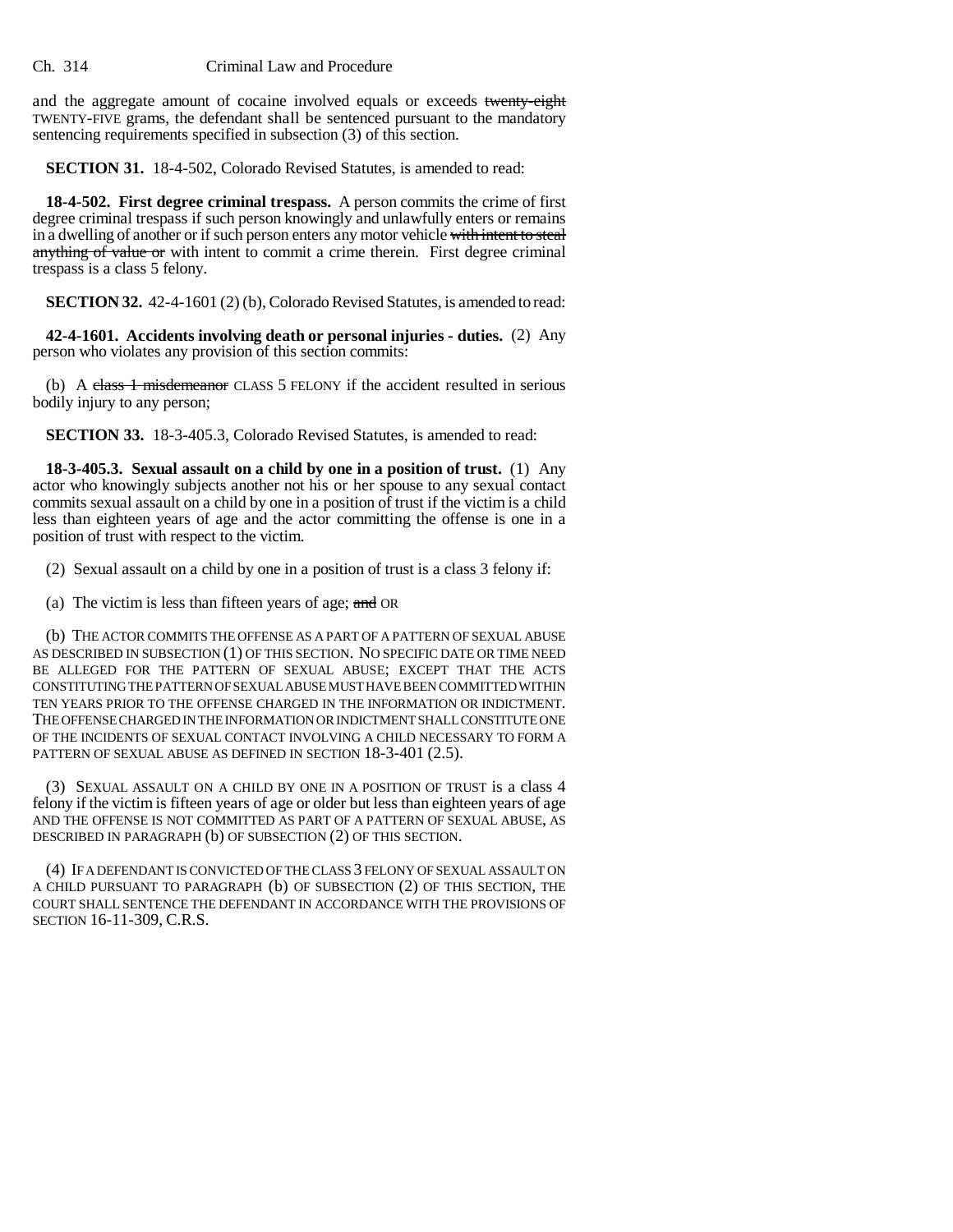and the aggregate amount of cocaine involved equals or exceeds ~~twenty-eight~~ TWENTY-FIVE grams, the defendant shall be sentenced pursuant to the mandatory sentencing requirements specified in subsection (3) of this section.

**SECTION 31.** 18-4-502, Colorado Revised Statutes, is amended to read:

**18-4-502. First degree criminal trespass.** A person commits the crime of first degree criminal trespass if such person knowingly and unlawfully enters or remains in a dwelling of another or if such person enters any motor vehicle ~~with intent to steal anything of value or~~ with intent to commit a crime therein. First degree criminal trespass is a class 5 felony.

**SECTION 32.** 42-4-1601 (2) (b), Colorado Revised Statutes, is amended to read:

**42-4-1601. Accidents involving death or personal injuries - duties.** (2) Any person who violates any provision of this section commits:

(b) A ~~class 1 misdemeanor~~ CLASS 5 FELONY if the accident resulted in serious bodily injury to any person;

**SECTION 33.** 18-3-405.3, Colorado Revised Statutes, is amended to read:

**18-3-405.3. Sexual assault on a child by one in a position of trust.** (1) Any actor who knowingly subjects another not his or her spouse to any sexual contact commits sexual assault on a child by one in a position of trust if the victim is a child less than eighteen years of age and the actor committing the offense is one in a position of trust with respect to the victim.

(2) Sexual assault on a child by one in a position of trust is a class 3 felony if:

(a) The victim is less than fifteen years of age; ~~and~~ OR

(b) THE ACTOR COMMITS THE OFFENSE AS A PART OF A PATTERN OF SEXUAL ABUSE AS DESCRIBED IN SUBSECTION (1) OF THIS SECTION. NO SPECIFIC DATE OR TIME NEED BE ALLEGED FOR THE PATTERN OF SEXUAL ABUSE; EXCEPT THAT THE ACTS CONSTITUTING THE PATTERN OF SEXUAL ABUSE MUST HAVE BEEN COMMITTED WITHIN TEN YEARS PRIOR TO THE OFFENSE CHARGED IN THE INFORMATION OR INDICTMENT. THE OFFENSE CHARGED IN THE INFORMATION OR INDICTMENT SHALL CONSTITUTE ONE OF THE INCIDENTS OF SEXUAL CONTACT INVOLVING A CHILD NECESSARY TO FORM A PATTERN OF SEXUAL ABUSE AS DEFINED IN SECTION 18-3-401 (2.5).

(3) SEXUAL ASSAULT ON A CHILD BY ONE IN A POSITION OF TRUST is a class 4 felony if the victim is fifteen years of age or older but less than eighteen years of age AND THE OFFENSE IS NOT COMMITTED AS PART OF A PATTERN OF SEXUAL ABUSE, AS DESCRIBED IN PARAGRAPH (b) OF SUBSECTION (2) OF THIS SECTION.

(4) IF A DEFENDANT IS CONVICTED OF THE CLASS 3 FELONY OF SEXUAL ASSAULT ON A CHILD PURSUANT TO PARAGRAPH (b) OF SUBSECTION (2) OF THIS SECTION, THE COURT SHALL SENTENCE THE DEFENDANT IN ACCORDANCE WITH THE PROVISIONS OF SECTION 16-11-309, C.R.S.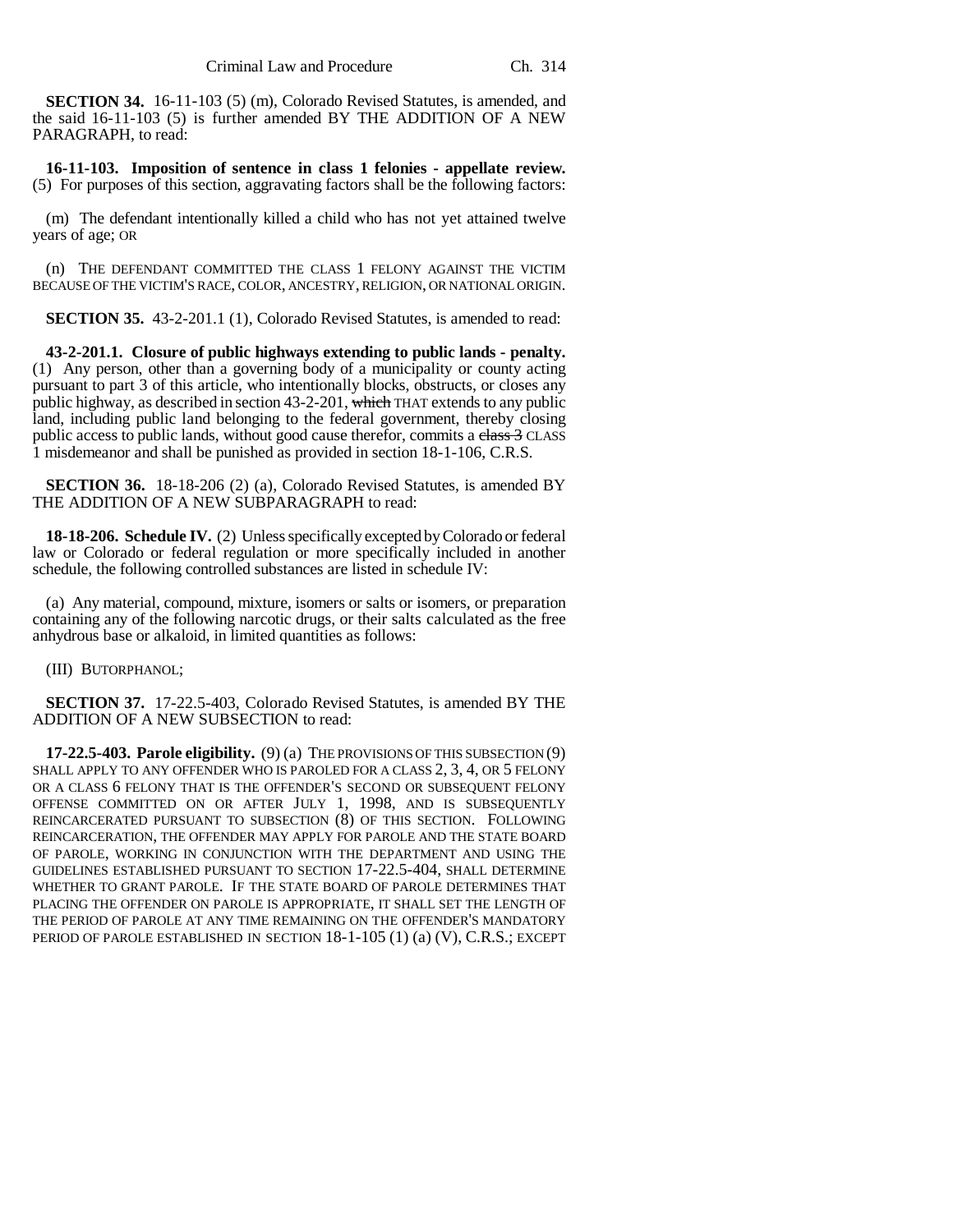**SECTION 34.** 16-11-103 (5) (m), Colorado Revised Statutes, is amended, and the said 16-11-103 (5) is further amended BY THE ADDITION OF A NEW PARAGRAPH, to read:

**16-11-103. Imposition of sentence in class 1 felonies - appellate review.** (5) For purposes of this section, aggravating factors shall be the following factors:

(m) The defendant intentionally killed a child who has not yet attained twelve years of age; OR

(n) THE DEFENDANT COMMITTED THE CLASS 1 FELONY AGAINST THE VICTIM BECAUSE OF THE VICTIM'S RACE, COLOR, ANCESTRY, RELIGION, OR NATIONAL ORIGIN.

**SECTION 35.** 43-2-201.1 (1), Colorado Revised Statutes, is amended to read:

**43-2-201.1. Closure of public highways extending to public lands - penalty.** (1) Any person, other than a governing body of a municipality or county acting pursuant to part 3 of this article, who intentionally blocks, obstructs, or closes any public highway, as described in section 43-2-201, ~~which~~ THAT extends to any public land, including public land belonging to the federal government, thereby closing public access to public lands, without good cause therefor, commits a ~~class 3~~ CLASS 1 misdemeanor and shall be punished as provided in section 18-1-106, C.R.S.

**SECTION 36.** 18-18-206 (2) (a), Colorado Revised Statutes, is amended BY THE ADDITION OF A NEW SUBPARAGRAPH to read:

**18-18-206. Schedule IV.** (2) Unless specifically excepted by Colorado or federal law or Colorado or federal regulation or more specifically included in another schedule, the following controlled substances are listed in schedule IV:

(a) Any material, compound, mixture, isomers or salts or isomers, or preparation containing any of the following narcotic drugs, or their salts calculated as the free anhydrous base or alkaloid, in limited quantities as follows:

(III) BUTORPHANOL;

**SECTION 37.** 17-22.5-403, Colorado Revised Statutes, is amended BY THE ADDITION OF A NEW SUBSECTION to read:

**17-22.5-403. Parole eligibility.** (9) (a) THE PROVISIONS OF THIS SUBSECTION (9) SHALL APPLY TO ANY OFFENDER WHO IS PAROLED FOR A CLASS 2, 3, 4, OR 5 FELONY OR A CLASS 6 FELONY THAT IS THE OFFENDER'S SECOND OR SUBSEQUENT FELONY OFFENSE COMMITTED ON OR AFTER JULY 1, 1998, AND IS SUBSEQUENTLY REINCARCERATED PURSUANT TO SUBSECTION (8) OF THIS SECTION. FOLLOWING REINCARCERATION, THE OFFENDER MAY APPLY FOR PAROLE AND THE STATE BOARD OF PAROLE, WORKING IN CONJUNCTION WITH THE DEPARTMENT AND USING THE GUIDELINES ESTABLISHED PURSUANT TO SECTION 17-22.5-404, SHALL DETERMINE WHETHER TO GRANT PAROLE. IF THE STATE BOARD OF PAROLE DETERMINES THAT PLACING THE OFFENDER ON PAROLE IS APPROPRIATE, IT SHALL SET THE LENGTH OF THE PERIOD OF PAROLE AT ANY TIME REMAINING ON THE OFFENDER'S MANDATORY PERIOD OF PAROLE ESTABLISHED IN SECTION 18-1-105 (1) (a) (V), C.R.S.; EXCEPT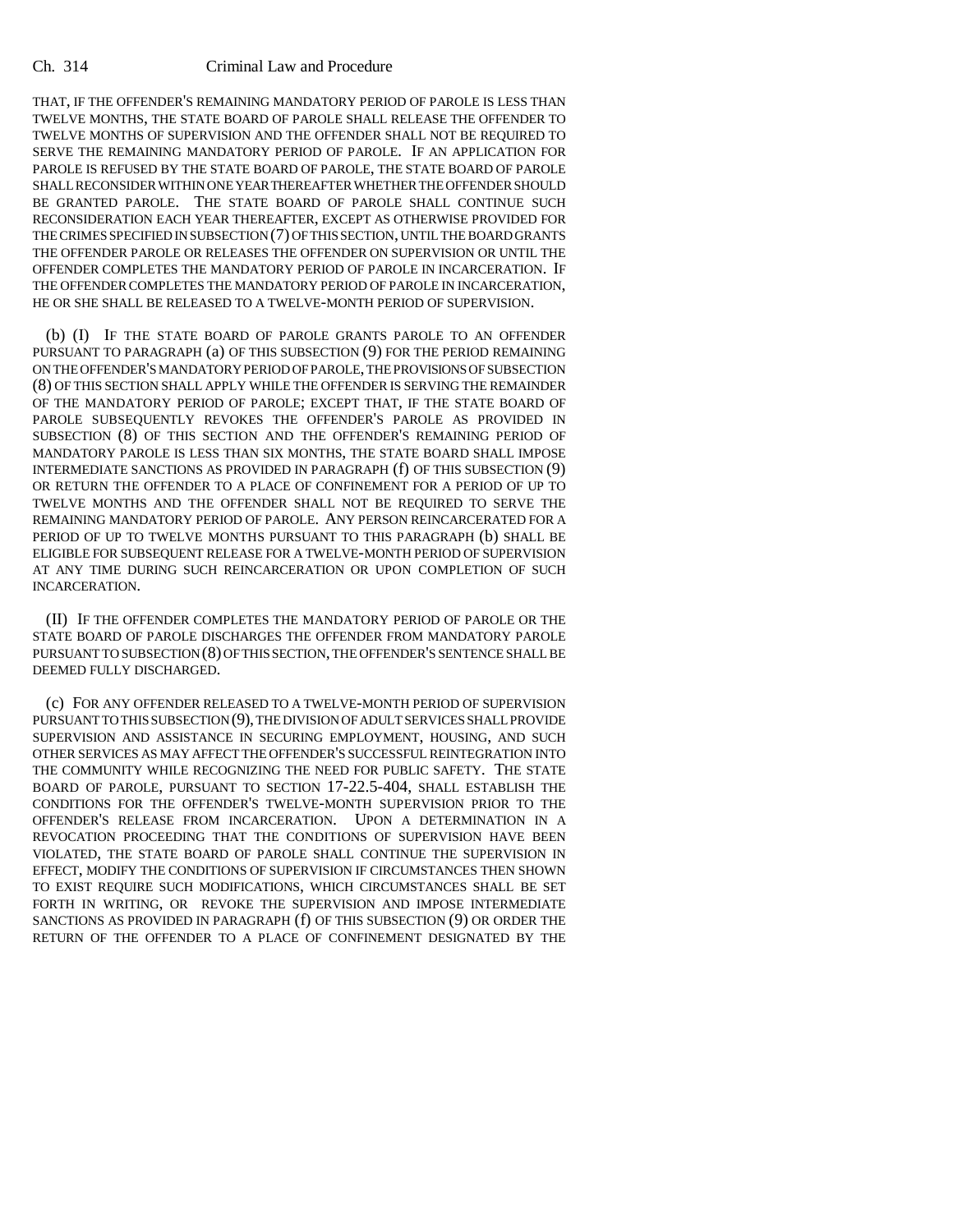THAT, IF THE OFFENDER'S REMAINING MANDATORY PERIOD OF PAROLE IS LESS THAN TWELVE MONTHS, THE STATE BOARD OF PAROLE SHALL RELEASE THE OFFENDER TO TWELVE MONTHS OF SUPERVISION AND THE OFFENDER SHALL NOT BE REQUIRED TO SERVE THE REMAINING MANDATORY PERIOD OF PAROLE. IF AN APPLICATION FOR PAROLE IS REFUSED BY THE STATE BOARD OF PAROLE, THE STATE BOARD OF PAROLE SHALL RECONSIDER WITHIN ONE YEAR THEREAFTER WHETHER THE OFFENDER SHOULD BE GRANTED PAROLE. THE STATE BOARD OF PAROLE SHALL CONTINUE SUCH RECONSIDERATION EACH YEAR THEREAFTER, EXCEPT AS OTHERWISE PROVIDED FOR THE CRIMES SPECIFIED IN SUBSECTION (7) OF THIS SECTION, UNTIL THE BOARD GRANTS THE OFFENDER PAROLE OR RELEASES THE OFFENDER ON SUPERVISION OR UNTIL THE OFFENDER COMPLETES THE MANDATORY PERIOD OF PAROLE IN INCARCERATION. IF THE OFFENDER COMPLETES THE MANDATORY PERIOD OF PAROLE IN INCARCERATION, HE OR SHE SHALL BE RELEASED TO A TWELVE-MONTH PERIOD OF SUPERVISION.

(b) (I) IF THE STATE BOARD OF PAROLE GRANTS PAROLE TO AN OFFENDER PURSUANT TO PARAGRAPH (a) OF THIS SUBSECTION (9) FOR THE PERIOD REMAINING ON THE OFFENDER'S MANDATORY PERIOD OF PAROLE, THE PROVISIONS OF SUBSECTION (8) OF THIS SECTION SHALL APPLY WHILE THE OFFENDER IS SERVING THE REMAINDER OF THE MANDATORY PERIOD OF PAROLE; EXCEPT THAT, IF THE STATE BOARD OF PAROLE SUBSEQUENTLY REVOKES THE OFFENDER'S PAROLE AS PROVIDED IN SUBSECTION (8) OF THIS SECTION AND THE OFFENDER'S REMAINING PERIOD OF MANDATORY PAROLE IS LESS THAN SIX MONTHS, THE STATE BOARD SHALL IMPOSE INTERMEDIATE SANCTIONS AS PROVIDED IN PARAGRAPH (f) OF THIS SUBSECTION (9) OR RETURN THE OFFENDER TO A PLACE OF CONFINEMENT FOR A PERIOD OF UP TO TWELVE MONTHS AND THE OFFENDER SHALL NOT BE REQUIRED TO SERVE THE REMAINING MANDATORY PERIOD OF PAROLE. ANY PERSON REINCARCERATED FOR A PERIOD OF UP TO TWELVE MONTHS PURSUANT TO THIS PARAGRAPH (b) SHALL BE ELIGIBLE FOR SUBSEQUENT RELEASE FOR A TWELVE-MONTH PERIOD OF SUPERVISION AT ANY TIME DURING SUCH REINCARCERATION OR UPON COMPLETION OF SUCH INCARCERATION.

(II) IF THE OFFENDER COMPLETES THE MANDATORY PERIOD OF PAROLE OR THE STATE BOARD OF PAROLE DISCHARGES THE OFFENDER FROM MANDATORY PAROLE PURSUANT TO SUBSECTION (8) OF THIS SECTION, THE OFFENDER'S SENTENCE SHALL BE DEEMED FULLY DISCHARGED.

(c) FOR ANY OFFENDER RELEASED TO A TWELVE-MONTH PERIOD OF SUPERVISION PURSUANT TO THIS SUBSECTION (9), THE DIVISION OF ADULT SERVICES SHALL PROVIDE SUPERVISION AND ASSISTANCE IN SECURING EMPLOYMENT, HOUSING, AND SUCH OTHER SERVICES AS MAY AFFECT THE OFFENDER'S SUCCESSFUL REINTEGRATION INTO THE COMMUNITY WHILE RECOGNIZING THE NEED FOR PUBLIC SAFETY. THE STATE BOARD OF PAROLE, PURSUANT TO SECTION 17-22.5-404, SHALL ESTABLISH THE CONDITIONS FOR THE OFFENDER'S TWELVE-MONTH SUPERVISION PRIOR TO THE OFFENDER'S RELEASE FROM INCARCERATION. UPON A DETERMINATION IN A REVOCATION PROCEEDING THAT THE CONDITIONS OF SUPERVISION HAVE BEEN VIOLATED, THE STATE BOARD OF PAROLE SHALL CONTINUE THE SUPERVISION IN EFFECT, MODIFY THE CONDITIONS OF SUPERVISION IF CIRCUMSTANCES THEN SHOWN TO EXIST REQUIRE SUCH MODIFICATIONS, WHICH CIRCUMSTANCES SHALL BE SET FORTH IN WRITING, OR REVOKE THE SUPERVISION AND IMPOSE INTERMEDIATE SANCTIONS AS PROVIDED IN PARAGRAPH (f) OF THIS SUBSECTION (9) OR ORDER THE RETURN OF THE OFFENDER TO A PLACE OF CONFINEMENT DESIGNATED BY THE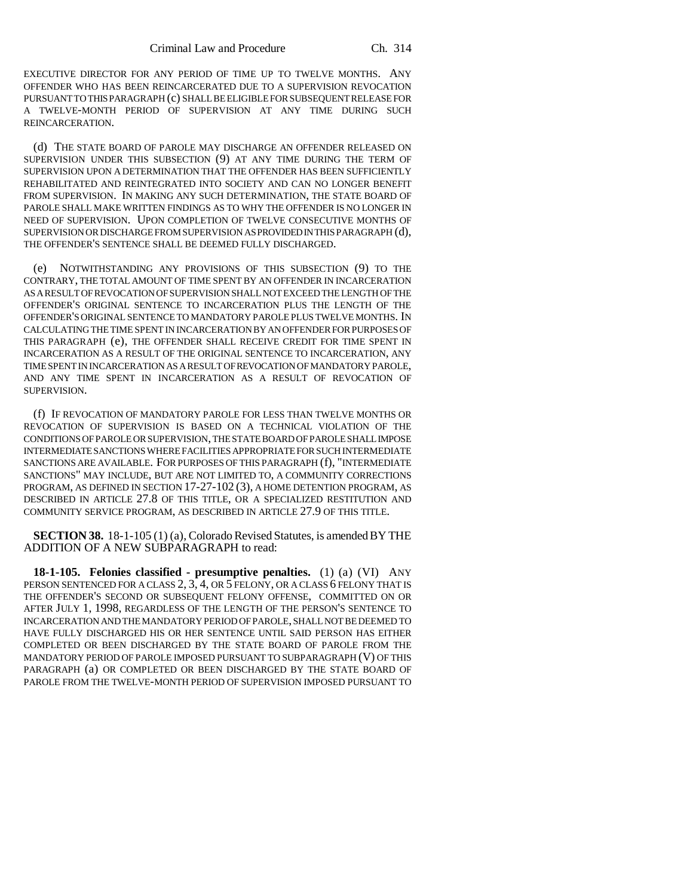EXECUTIVE DIRECTOR FOR ANY PERIOD OF TIME UP TO TWELVE MONTHS. ANY OFFENDER WHO HAS BEEN REINCARCERATED DUE TO A SUPERVISION REVOCATION PURSUANT TO THIS PARAGRAPH (c) SHALL BE ELIGIBLE FOR SUBSEQUENT RELEASE FOR A TWELVE-MONTH PERIOD OF SUPERVISION AT ANY TIME DURING SUCH REINCARCERATION.

(d) THE STATE BOARD OF PAROLE MAY DISCHARGE AN OFFENDER RELEASED ON SUPERVISION UNDER THIS SUBSECTION (9) AT ANY TIME DURING THE TERM OF SUPERVISION UPON A DETERMINATION THAT THE OFFENDER HAS BEEN SUFFICIENTLY REHABILITATED AND REINTEGRATED INTO SOCIETY AND CAN NO LONGER BENEFIT FROM SUPERVISION. IN MAKING ANY SUCH DETERMINATION, THE STATE BOARD OF PAROLE SHALL MAKE WRITTEN FINDINGS AS TO WHY THE OFFENDER IS NO LONGER IN NEED OF SUPERVISION. UPON COMPLETION OF TWELVE CONSECUTIVE MONTHS OF SUPERVISION OR DISCHARGE FROM SUPERVISION AS PROVIDED IN THIS PARAGRAPH (d), THE OFFENDER'S SENTENCE SHALL BE DEEMED FULLY DISCHARGED.

(e) NOTWITHSTANDING ANY PROVISIONS OF THIS SUBSECTION (9) TO THE CONTRARY, THE TOTAL AMOUNT OF TIME SPENT BY AN OFFENDER IN INCARCERATION AS A RESULT OF REVOCATION OF SUPERVISION SHALL NOT EXCEED THE LENGTH OF THE OFFENDER'S ORIGINAL SENTENCE TO INCARCERATION PLUS THE LENGTH OF THE OFFENDER'S ORIGINAL SENTENCE TO MANDATORY PAROLE PLUS TWELVE MONTHS. IN CALCULATING THE TIME SPENT IN INCARCERATION BY AN OFFENDER FOR PURPOSES OF THIS PARAGRAPH (e), THE OFFENDER SHALL RECEIVE CREDIT FOR TIME SPENT IN INCARCERATION AS A RESULT OF THE ORIGINAL SENTENCE TO INCARCERATION, ANY TIME SPENT IN INCARCERATION AS A RESULT OF REVOCATION OF MANDATORY PAROLE, AND ANY TIME SPENT IN INCARCERATION AS A RESULT OF REVOCATION OF SUPERVISION.

(f) IF REVOCATION OF MANDATORY PAROLE FOR LESS THAN TWELVE MONTHS OR REVOCATION OF SUPERVISION IS BASED ON A TECHNICAL VIOLATION OF THE CONDITIONS OF PAROLE OR SUPERVISION, THE STATE BOARD OF PAROLE SHALL IMPOSE INTERMEDIATE SANCTIONS WHERE FACILITIES APPROPRIATE FOR SUCH INTERMEDIATE SANCTIONS ARE AVAILABLE. FOR PURPOSES OF THIS PARAGRAPH (f), "INTERMEDIATE SANCTIONS" MAY INCLUDE, BUT ARE NOT LIMITED TO, A COMMUNITY CORRECTIONS PROGRAM, AS DEFINED IN SECTION 17-27-102 (3), A HOME DETENTION PROGRAM, AS DESCRIBED IN ARTICLE 27.8 OF THIS TITLE, OR A SPECIALIZED RESTITUTION AND COMMUNITY SERVICE PROGRAM, AS DESCRIBED IN ARTICLE 27.9 OF THIS TITLE.

**SECTION 38.** 18-1-105 (1) (a), Colorado Revised Statutes, is amended BY THE ADDITION OF A NEW SUBPARAGRAPH to read:

**18-1-105. Felonies classified - presumptive penalties.** (1) (a) (VI) ANY PERSON SENTENCED FOR A CLASS 2, 3, 4, OR 5 FELONY, OR A CLASS 6 FELONY THAT IS THE OFFENDER'S SECOND OR SUBSEQUENT FELONY OFFENSE, COMMITTED ON OR AFTER JULY 1, 1998, REGARDLESS OF THE LENGTH OF THE PERSON'S SENTENCE TO INCARCERATION AND THE MANDATORY PERIOD OF PAROLE, SHALL NOT BE DEEMED TO HAVE FULLY DISCHARGED HIS OR HER SENTENCE UNTIL SAID PERSON HAS EITHER COMPLETED OR BEEN DISCHARGED BY THE STATE BOARD OF PAROLE FROM THE MANDATORY PERIOD OF PAROLE IMPOSED PURSUANT TO SUBPARAGRAPH (V) OF THIS PARAGRAPH (a) OR COMPLETED OR BEEN DISCHARGED BY THE STATE BOARD OF PAROLE FROM THE TWELVE-MONTH PERIOD OF SUPERVISION IMPOSED PURSUANT TO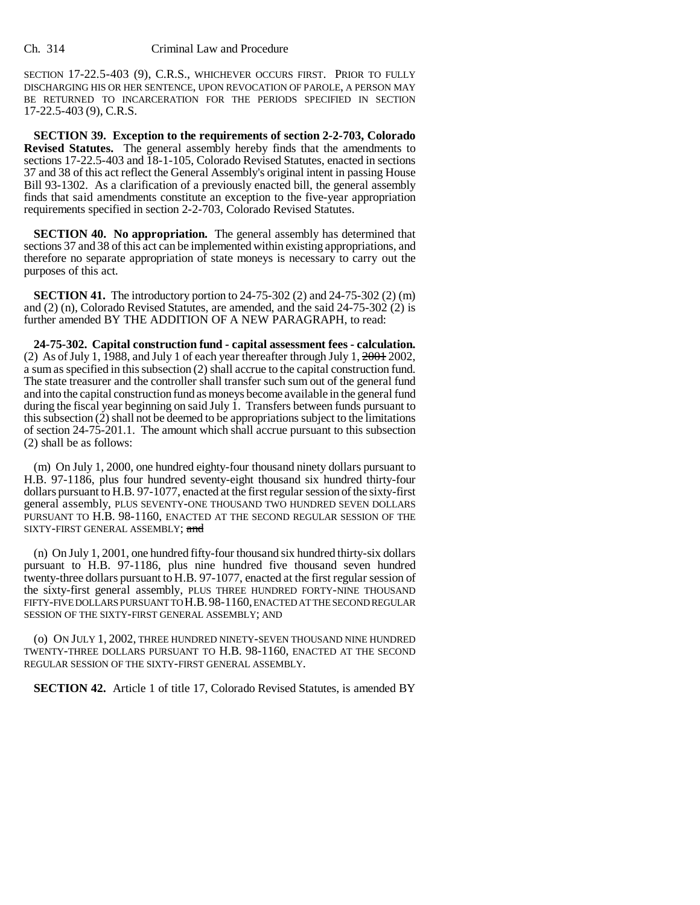SECTION 17-22.5-403 (9), C.R.S., WHICHEVER OCCURS FIRST. PRIOR TO FULLY DISCHARGING HIS OR HER SENTENCE, UPON REVOCATION OF PAROLE, A PERSON MAY BE RETURNED TO INCARCERATION FOR THE PERIODS SPECIFIED IN SECTION 17-22.5-403 (9), C.R.S.

**SECTION 39. Exception to the requirements of section 2-2-703, Colorado Revised Statutes.** The general assembly hereby finds that the amendments to sections 17-22.5-403 and 18-1-105, Colorado Revised Statutes, enacted in sections 37 and 38 of this act reflect the General Assembly's original intent in passing House Bill 93-1302. As a clarification of a previously enacted bill, the general assembly finds that said amendments constitute an exception to the five-year appropriation requirements specified in section 2-2-703, Colorado Revised Statutes.

**SECTION 40. No appropriation.** The general assembly has determined that sections 37 and 38 of this act can be implemented within existing appropriations, and therefore no separate appropriation of state moneys is necessary to carry out the purposes of this act.

**SECTION 41.** The introductory portion to 24-75-302 (2) and 24-75-302 (2) (m) and (2) (n), Colorado Revised Statutes, are amended, and the said 24-75-302 (2) is further amended BY THE ADDITION OF A NEW PARAGRAPH, to read:

**24-75-302. Capital construction fund - capital assessment fees - calculation.** (2) As of July 1, 1988, and July 1 of each year thereafter through July 1, ~~2001~~ 2002, a sum as specified in this subsection (2) shall accrue to the capital construction fund. The state treasurer and the controller shall transfer such sum out of the general fund and into the capital construction fund as moneys become available in the general fund during the fiscal year beginning on said July 1. Transfers between funds pursuant to this subsection (2) shall not be deemed to be appropriations subject to the limitations of section 24-75-201.1. The amount which shall accrue pursuant to this subsection (2) shall be as follows:

(m) On July 1, 2000, one hundred eighty-four thousand ninety dollars pursuant to H.B. 97-1186, plus four hundred seventy-eight thousand six hundred thirty-four dollars pursuant to H.B. 97-1077, enacted at the first regular session of the sixty-first general assembly, PLUS SEVENTY-ONE THOUSAND TWO HUNDRED SEVEN DOLLARS PURSUANT TO H.B. 98-1160, ENACTED AT THE SECOND REGULAR SESSION OF THE SIXTY-FIRST GENERAL ASSEMBLY; ~~and~~

(n) On July 1, 2001, one hundred fifty-four thousand six hundred thirty-six dollars pursuant to H.B. 97-1186, plus nine hundred five thousand seven hundred twenty-three dollars pursuant to H.B. 97-1077, enacted at the first regular session of the sixty-first general assembly, PLUS THREE HUNDRED FORTY-NINE THOUSAND FIFTY-FIVE DOLLARS PURSUANT TO H.B. 98-1160, ENACTED AT THE SECOND REGULAR SESSION OF THE SIXTY-FIRST GENERAL ASSEMBLY; AND

(o) ON JULY 1, 2002, THREE HUNDRED NINETY-SEVEN THOUSAND NINE HUNDRED TWENTY-THREE DOLLARS PURSUANT TO H.B. 98-1160, ENACTED AT THE SECOND REGULAR SESSION OF THE SIXTY-FIRST GENERAL ASSEMBLY.

**SECTION 42.** Article 1 of title 17, Colorado Revised Statutes, is amended BY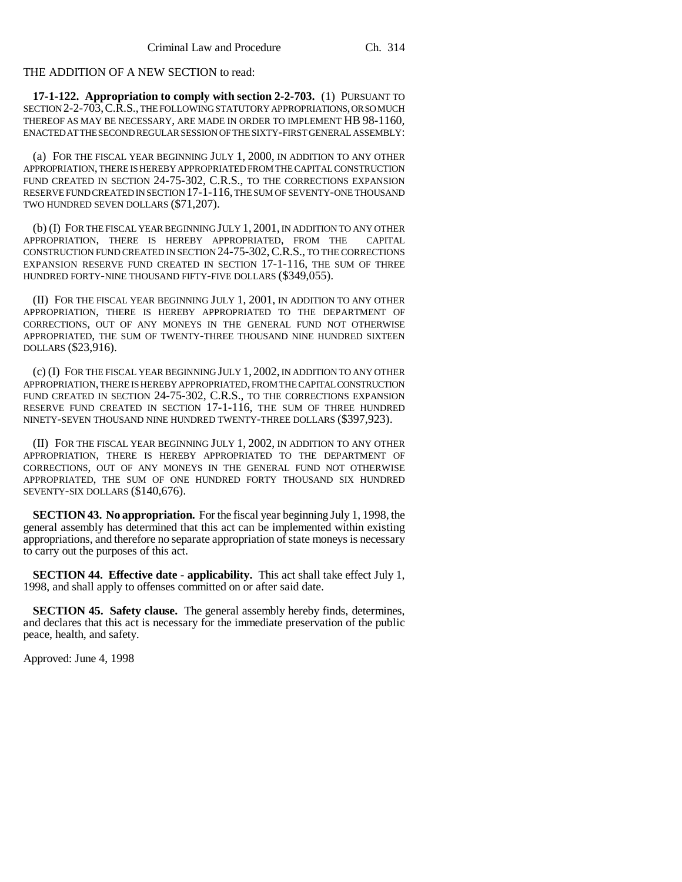THE ADDITION OF A NEW SECTION to read:

**17-1-122. Appropriation to comply with section 2-2-703.** (1) PURSUANT TO SECTION 2-2-703, C.R.S., THE FOLLOWING STATUTORY APPROPRIATIONS, OR SO MUCH THEREOF AS MAY BE NECESSARY, ARE MADE IN ORDER TO IMPLEMENT HB 98-1160, ENACTED AT THE SECOND REGULAR SESSION OF THE SIXTY-FIRST GENERAL ASSEMBLY:

(a) FOR THE FISCAL YEAR BEGINNING JULY 1, 2000, IN ADDITION TO ANY OTHER APPROPRIATION, THERE IS HEREBY APPROPRIATED FROM THE CAPITAL CONSTRUCTION FUND CREATED IN SECTION 24-75-302, C.R.S., TO THE CORRECTIONS EXPANSION RESERVE FUND CREATED IN SECTION 17-1-116, THE SUM OF SEVENTY-ONE THOUSAND TWO HUNDRED SEVEN DOLLARS ($71,207).

(b) (I) FOR THE FISCAL YEAR BEGINNING JULY 1, 2001, IN ADDITION TO ANY OTHER APPROPRIATION, THERE IS HEREBY APPROPRIATED, FROM THE CAPITAL CONSTRUCTION FUND CREATED IN SECTION 24-75-302, C.R.S., TO THE CORRECTIONS EXPANSION RESERVE FUND CREATED IN SECTION 17-1-116, THE SUM OF THREE HUNDRED FORTY-NINE THOUSAND FIFTY-FIVE DOLLARS ($349,055).

(II) FOR THE FISCAL YEAR BEGINNING JULY 1, 2001, IN ADDITION TO ANY OTHER APPROPRIATION, THERE IS HEREBY APPROPRIATED TO THE DEPARTMENT OF CORRECTIONS, OUT OF ANY MONEYS IN THE GENERAL FUND NOT OTHERWISE APPROPRIATED, THE SUM OF TWENTY-THREE THOUSAND NINE HUNDRED SIXTEEN DOLLARS ($23,916).

(c) (I) FOR THE FISCAL YEAR BEGINNING JULY 1, 2002, IN ADDITION TO ANY OTHER APPROPRIATION, THERE IS HEREBY APPROPRIATED, FROM THE CAPITAL CONSTRUCTION FUND CREATED IN SECTION 24-75-302, C.R.S., TO THE CORRECTIONS EXPANSION RESERVE FUND CREATED IN SECTION 17-1-116, THE SUM OF THREE HUNDRED NINETY-SEVEN THOUSAND NINE HUNDRED TWENTY-THREE DOLLARS ($397,923).

(II) FOR THE FISCAL YEAR BEGINNING JULY 1, 2002, IN ADDITION TO ANY OTHER APPROPRIATION, THERE IS HEREBY APPROPRIATED TO THE DEPARTMENT OF CORRECTIONS, OUT OF ANY MONEYS IN THE GENERAL FUND NOT OTHERWISE APPROPRIATED, THE SUM OF ONE HUNDRED FORTY THOUSAND SIX HUNDRED SEVENTY-SIX DOLLARS ($140,676).

**SECTION 43. No appropriation.** For the fiscal year beginning July 1, 1998, the general assembly has determined that this act can be implemented within existing appropriations, and therefore no separate appropriation of state moneys is necessary to carry out the purposes of this act.

**SECTION 44. Effective date - applicability.** This act shall take effect July 1, 1998, and shall apply to offenses committed on or after said date.

**SECTION 45. Safety clause.** The general assembly hereby finds, determines, and declares that this act is necessary for the immediate preservation of the public peace, health, and safety.

Approved: June 4, 1998